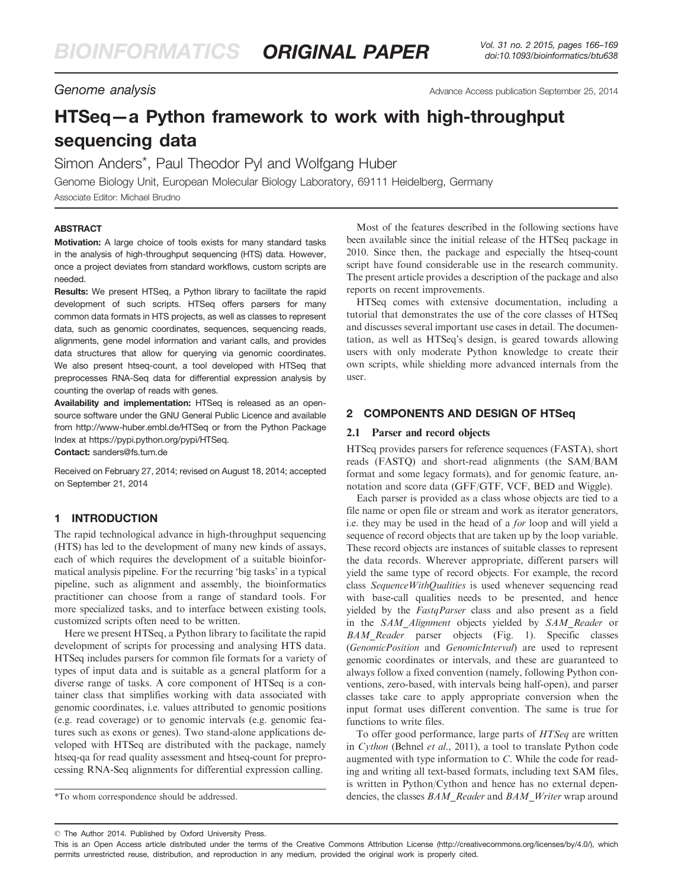*Genome analysis*

Advance Access publication September 25, 2014

# HTSeq—a Python framework to work with high-throughput sequencing data

Simon Anders*, Paul Theodor Pyl and Wolfgang Huber

Genome Biology Unit, European Molecular Biology Laboratory, 69111 Heidelberg, Germany

Associate Editor: Michael Brudno

## ABSTRACT

**Motivation:** A large choice of tools exists for many standard tasks in the analysis of high-throughput sequencing (HTS) data. However, once a project deviates from standard workflows, custom scripts are needed.

**Results:** We present HTSeq, a Python library to facilitate the rapid development of such scripts. HTSeq offers parsers for many common data formats in HTS projects, as well as classes to represent data, such as genomic coordinates, sequences, sequencing reads, alignments, gene model information and variant calls, and provides data structures that allow for querying via genomic coordinates. We also present htseq-count, a tool developed with HTSeq that preprocesses RNA-Seq data for differential expression analysis by counting the overlap of reads with genes.

**Availability and implementation:** HTSeq is released as an open-source software under the GNU General Public Licence and available from http://www-huber.embl.de/HTSeq or from the Python Package Index at https://pypi.python.org/pypi/HTSeq.

**Contact:** sanders@fs.tum.de

Received on February 27, 2014; revised on August 18, 2014; accepted on September 21, 2014

## 1 INTRODUCTION

The rapid technological advance in high-throughput sequencing (HTS) has led to the development of many new kinds of assays, each of which requires the development of a suitable bioinformatical analysis pipeline. For the recurring 'big tasks' in a typical pipeline, such as alignment and assembly, the bioinformatics practitioner can choose from a range of standard tools. For more specialized tasks, and to interface between existing tools, customized scripts often need to be written.

Here we present HTSeq, a Python library to facilitate the rapid development of scripts for processing and analysing HTS data. HTSeq includes parsers for common file formats for a variety of types of input data and is suitable as a general platform for a diverse range of tasks. A core component of HTSeq is a container class that simplifies working with data associated with genomic coordinates, i.e. values attributed to genomic positions (e.g. read coverage) or to genomic intervals (e.g. genomic features such as exons or genes). Two stand-alone applications developed with HTSeq are distributed with the package, namely htseq-qa for read quality assessment and htseq-count for preprocessing RNA-Seq alignments for differential expression calling.

Most of the features described in the following sections have been available since the initial release of the HTSeq package in 2010. Since then, the package and especially the htseq-count script have found considerable use in the research community. The present article provides a description of the package and also reports on recent improvements.

HTSeq comes with extensive documentation, including a tutorial that demonstrates the use of the core classes of HTSeq and discusses several important use cases in detail. The documentation, as well as HTSeq's design, is geared towards allowing users with only moderate Python knowledge to create their own scripts, while shielding more advanced internals from the user.

## 2 COMPONENTS AND DESIGN OF HTSeq

### 2.1 Parser and record objects

HTSeq provides parsers for reference sequences (FASTA), short reads (FASTQ) and short-read alignments (the SAM/BAM format and some legacy formats), and for genomic feature, annotation and score data (GFF/GTF, VCF, BED and Wiggle).

Each parser is provided as a class whose objects are tied to a file name or open file or stream and work as iterator generators, i.e. they may be used in the head of a *for* loop and will yield a sequence of record objects that are taken up by the loop variable. These record objects are instances of suitable classes to represent the data records. Wherever appropriate, different parsers will yield the same type of record objects. For example, the record class *SequenceWithQualities* is used whenever sequencing read with base-call qualities needs to be presented, and hence yielded by the *FastqParser* class and also present as a field in the *SAM_Alignment* objects yielded by *SAM_Reader* or *BAM_Reader* parser objects (Fig. 1). Specific classes (*GenomicPosition* and *GenomicInterval*) are used to represent genomic coordinates or intervals, and these are guaranteed to always follow a fixed convention (namely, following Python conventions, zero-based, with intervals being half-open), and parser classes take care to apply appropriate conversion when the input format uses different convention. The same is true for functions to write files.

To offer good performance, large parts of *HTSeq* are written in *Cython* (Behnel *et al.*, 2011), a tool to translate Python code augmented with type information to *C*. While the code for reading and writing all text-based formats, including text SAM files, is written in Python/Cython and hence has no external dependencies, the classes *BAM_Reader* and *BAM_Writer* wrap around

*To whom correspondence should be addressed.

© The Author 2014. Published by Oxford University Press.
This is an Open Access article distributed under the terms of the Creative Commons Attribution License (http://creativecommons.org/licenses/by/4.0/), which permits unrestricted reuse, distribution, and reproduction in any medium, provided the original work is properly cited.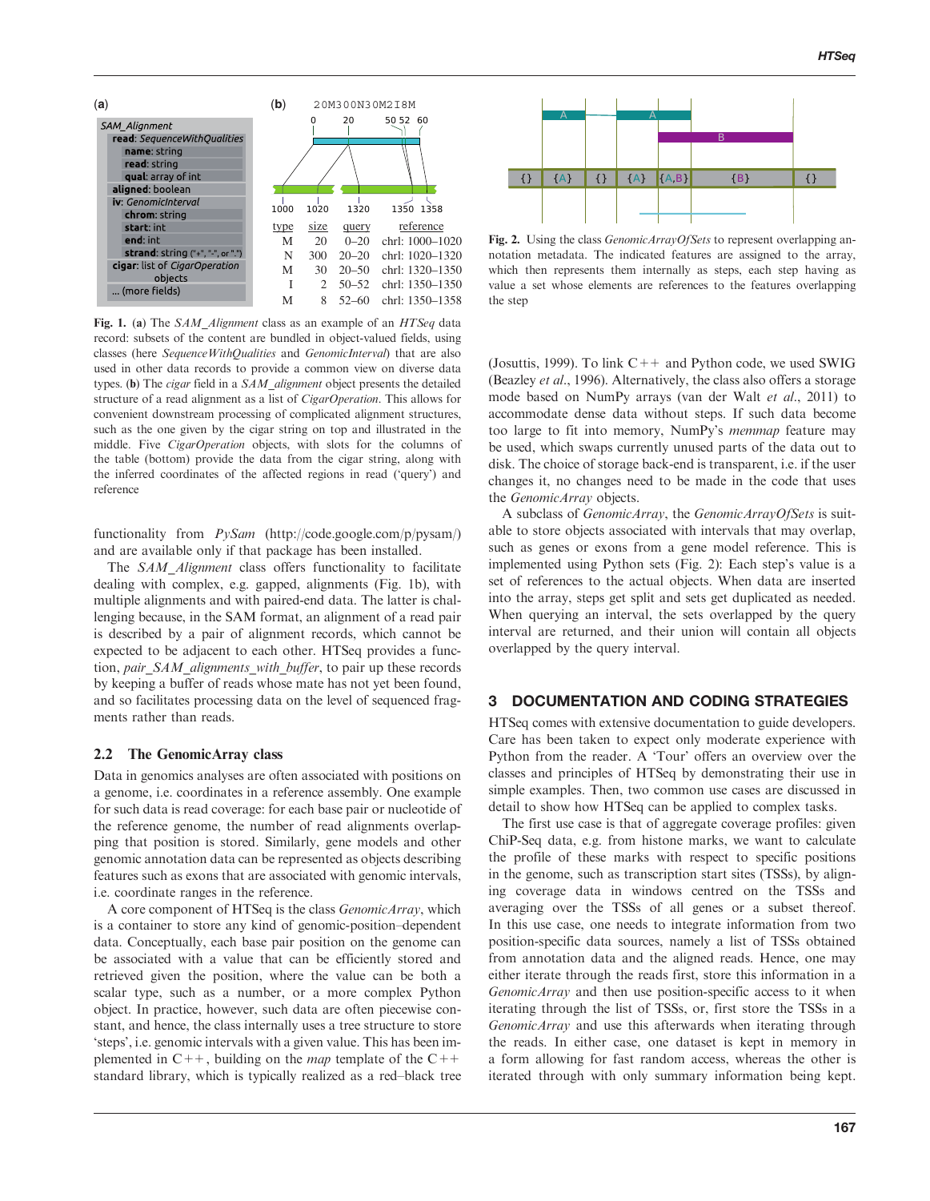(a)

SAM_Alignment
- **read**: *SequenceWithQualities*
  - **name**: string
  - **read**: string
  - **qual**: array of int
- **aligned**: boolean
- **iv**: *GenomicInterval*
  - **chrom**: string
  - **start**: int
  - **end**: int
  - **strand**: string ("+", "-", or ".")
- **cigar**: list of *CigarOperation* objects
- ... (more fields)

(b)

20M300N30M2I8M

0 20 50 52 60

1000 1020 1320 1350 1358

| type | size | query | reference |
|---|---|---|---|
| M | 20 | 0–20 | chrI: 1000–1020 |
| N | 300 | 20–20 | chrI: 1020–1320 |
| M | 30 | 20–50 | chrI: 1320–1350 |
| I | 2 | 50–52 | chrI: 1350–1350 |
| M | 8 | 52–60 | chrI: 1350–1358 |

**Fig. 1.** (**a**) The *SAM_Alignment* class as an example of an *HTSeq* data record: subsets of the content are bundled in object-valued fields, using classes (here *SequenceWithQualities* and *GenomicInterval*) that are also used in other data records to provide a common view on diverse data types. (**b**) The *cigar* field in a *SAM_alignment* object presents the detailed structure of a read alignment as a list of *CigarOperation*. This allows for convenient downstream processing of complicated alignment structures, such as the one given by the cigar string on top and illustrated in the middle. Five *CigarOperation* objects, with slots for the columns of the table (bottom) provide the data from the cigar string, along with the inferred coordinates of the affected regions in read ('query') and reference

A A B

{} {A} {} {A} {A,B} {B} {}

**Fig. 2.** Using the class *GenomicArrayOfSets* to represent overlapping annotation metadata. The indicated features are assigned to the array, which then represents them internally as steps, each step having as value a set whose elements are references to the features overlapping the step

functionality from *PySam* (http://code.google.com/p/pysam/) and are available only if that package has been installed.

The *SAM_Alignment* class offers functionality to facilitate dealing with complex, e.g. gapped, alignments (Fig. 1b), with multiple alignments and with paired-end data. The latter is challenging because, in the SAM format, an alignment of a read pair is described by a pair of alignment records, which cannot be expected to be adjacent to each other. HTSeq provides a function, *pair_SAM_alignments_with_buffer*, to pair up these records by keeping a buffer of reads whose mate has not yet been found, and so facilitates processing data on the level of sequenced fragments rather than reads.

### 2.2 The GenomicArray class

Data in genomics analyses are often associated with positions on a genome, i.e. coordinates in a reference assembly. One example for such data is read coverage: for each base pair or nucleotide of the reference genome, the number of read alignments overlapping that position is stored. Similarly, gene models and other genomic annotation data can be represented as objects describing features such as exons that are associated with genomic intervals, i.e. coordinate ranges in the reference.

A core component of HTSeq is the class *GenomicArray*, which is a container to store any kind of genomic-position–dependent data. Conceptually, each base pair position on the genome can be associated with a value that can be efficiently stored and retrieved given the position, where the value can be both a scalar type, such as a number, or a more complex Python object. In practice, however, such data are often piecewise constant, and hence, the class internally uses a tree structure to store 'steps', i.e. genomic intervals with a given value. This has been implemented in C++, building on the *map* template of the C++ standard library, which is typically realized as a red–black tree (Josuttis, 1999). To link C++ and Python code, we used SWIG (Beazley *et al*., 1996). Alternatively, the class also offers a storage mode based on NumPy arrays (van der Walt *et al*., 2011) to accommodate dense data without steps. If such data become too large to fit into memory, NumPy's *memmap* feature may be used, which swaps currently unused parts of the data out to disk. The choice of storage back-end is transparent, i.e. if the user changes it, no changes need to be made in the code that uses the *GenomicArray* objects.

A subclass of *GenomicArray*, the *GenomicArrayOfSets* is suitable to store objects associated with intervals that may overlap, such as genes or exons from a gene model reference. This is implemented using Python sets (Fig. 2): Each step's value is a set of references to the actual objects. When data are inserted into the array, steps get split and sets get duplicated as needed. When querying an interval, the sets overlapped by the query interval are returned, and their union will contain all objects overlapped by the query interval.

## 3 DOCUMENTATION AND CODING STRATEGIES

HTSeq comes with extensive documentation to guide developers. Care has been taken to expect only moderate experience with Python from the reader. A 'Tour' offers an overview over the classes and principles of HTSeq by demonstrating their use in simple examples. Then, two common use cases are discussed in detail to show how HTSeq can be applied to complex tasks.

The first use case is that of aggregate coverage profiles: given ChiP-Seq data, e.g. from histone marks, we want to calculate the profile of these marks with respect to specific positions in the genome, such as transcription start sites (TSSs), by aligning coverage data in windows centred on the TSSs and averaging over the TSSs of all genes or a subset thereof. In this use case, one needs to integrate information from two position-specific data sources, namely a list of TSSs obtained from annotation data and the aligned reads. Hence, one may either iterate through the reads first, store this information in a *GenomicArray* and then use position-specific access to it when iterating through the list of TSSs, or, first store the TSSs in a *GenomicArray* and use this afterwards when iterating through the reads. In either case, one dataset is kept in memory in a form allowing for fast random access, whereas the other is iterated through with only summary information being kept.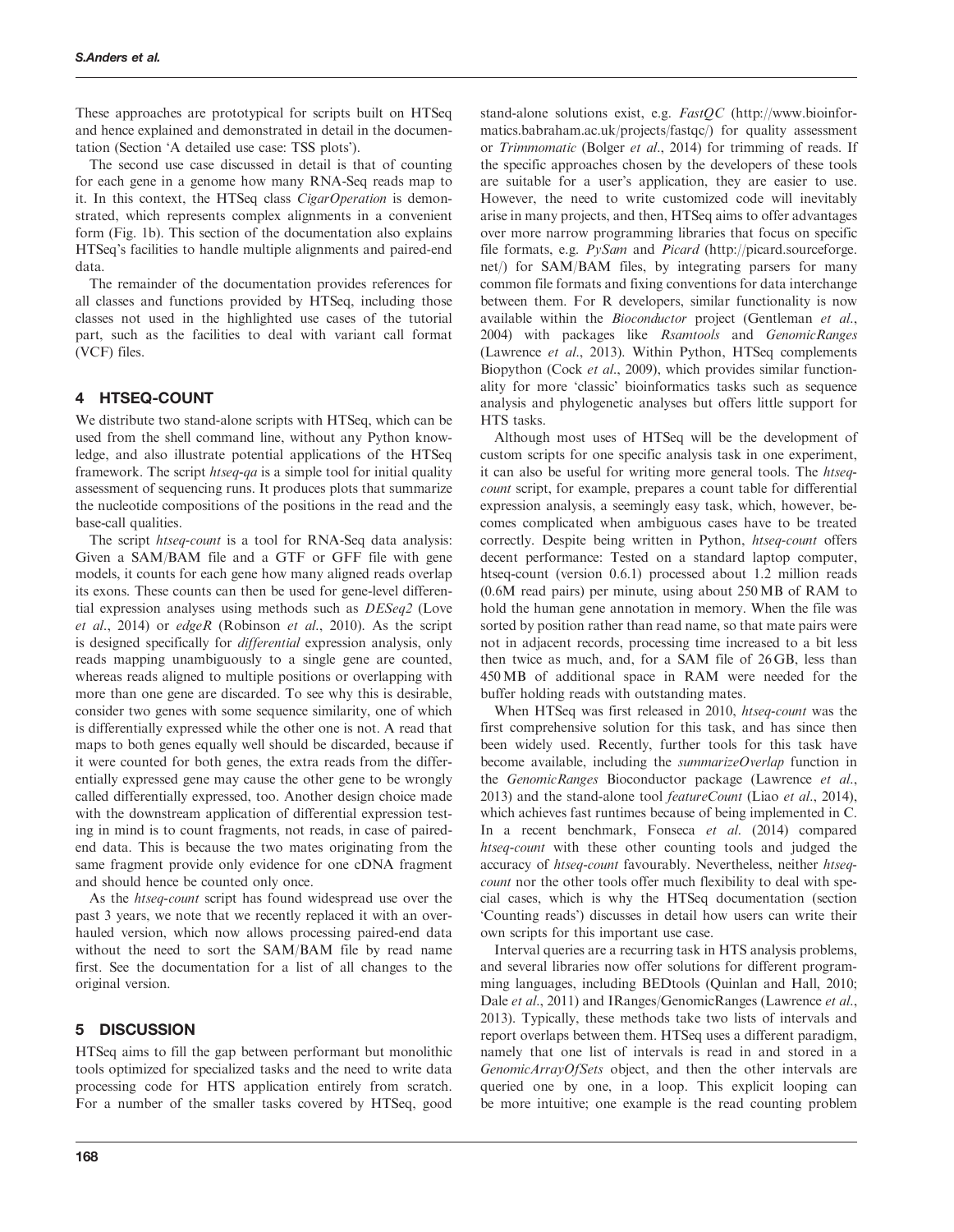These approaches are prototypical for scripts built on HTSeq and hence explained and demonstrated in detail in the documentation (Section 'A detailed use case: TSS plots').

The second use case discussed in detail is that of counting for each gene in a genome how many RNA-Seq reads map to it. In this context, the HTSeq class *CigarOperation* is demonstrated, which represents complex alignments in a convenient form (Fig. 1b). This section of the documentation also explains HTSeq's facilities to handle multiple alignments and paired-end data.

The remainder of the documentation provides references for all classes and functions provided by HTSeq, including those classes not used in the highlighted use cases of the tutorial part, such as the facilities to deal with variant call format (VCF) files.

## 4 HTSEQ-COUNT

We distribute two stand-alone scripts with HTSeq, which can be used from the shell command line, without any Python knowledge, and also illustrate potential applications of the HTSeq framework. The script *htseq-qa* is a simple tool for initial quality assessment of sequencing runs. It produces plots that summarize the nucleotide compositions of the positions in the read and the base-call qualities.

The script *htseq-count* is a tool for RNA-Seq data analysis: Given a SAM/BAM file and a GTF or GFF file with gene models, it counts for each gene how many aligned reads overlap its exons. These counts can then be used for gene-level differential expression analyses using methods such as *DESeq2* (Love *et al.*, 2014) or *edgeR* (Robinson *et al.*, 2010). As the script is designed specifically for *differential* expression analysis, only reads mapping unambiguously to a single gene are counted, whereas reads aligned to multiple positions or overlapping with more than one gene are discarded. To see why this is desirable, consider two genes with some sequence similarity, one of which is differentially expressed while the other one is not. A read that maps to both genes equally well should be discarded, because if it were counted for both genes, the extra reads from the differentially expressed gene may cause the other gene to be wrongly called differentially expressed, too. Another design choice made with the downstream application of differential expression testing in mind is to count fragments, not reads, in case of paired-end data. This is because the two mates originating from the same fragment provide only evidence for one cDNA fragment and should hence be counted only once.

As the *htseq-count* script has found widespread use over the past 3 years, we note that we recently replaced it with an overhauled version, which now allows processing paired-end data without the need to sort the SAM/BAM file by read name first. See the documentation for a list of all changes to the original version.

## 5 DISCUSSION

HTSeq aims to fill the gap between performant but monolithic tools optimized for specialized tasks and the need to write data processing code for HTS application entirely from scratch. For a number of the smaller tasks covered by HTSeq, good stand-alone solutions exist, e.g. *FastQC* (http://www.bioinformatics.babraham.ac.uk/projects/fastqc/) for quality assessment or *Trimmomatic* (Bolger *et al.*, 2014) for trimming of reads. If the specific approaches chosen by the developers of these tools are suitable for a user's application, they are easier to use. However, the need to write customized code will inevitably arise in many projects, and then, HTSeq aims to offer advantages over more narrow programming libraries that focus on specific file formats, e.g. *PySam* and *Picard* (http://picard.sourceforge.net/) for SAM/BAM files, by integrating parsers for many common file formats and fixing conventions for data interchange between them. For R developers, similar functionality is now available within the *Bioconductor* project (Gentleman *et al.*, 2004) with packages like *Rsamtools* and *GenomicRanges* (Lawrence *et al.*, 2013). Within Python, HTSeq complements Biopython (Cock *et al.*, 2009), which provides similar functionality for more 'classic' bioinformatics tasks such as sequence analysis and phylogenetic analyses but offers little support for HTS tasks.

Although most uses of HTSeq will be the development of custom scripts for one specific analysis task in one experiment, it can also be useful for writing more general tools. The *htseq-count* script, for example, prepares a count table for differential expression analysis, a seemingly easy task, which, however, becomes complicated when ambiguous cases have to be treated correctly. Despite being written in Python, *htseq-count* offers decent performance: Tested on a standard laptop computer, htseq-count (version 0.6.1) processed about 1.2 million reads (0.6M read pairs) per minute, using about 250 MB of RAM to hold the human gene annotation in memory. When the file was sorted by position rather than read name, so that mate pairs were not in adjacent records, processing time increased to a bit less then twice as much, and, for a SAM file of 26 GB, less than 450 MB of additional space in RAM were needed for the buffer holding reads with outstanding mates.

When HTSeq was first released in 2010, *htseq-count* was the first comprehensive solution for this task, and has since then been widely used. Recently, further tools for this task have become available, including the *summarizeOverlap* function in the *GenomicRanges* Bioconductor package (Lawrence *et al.*, 2013) and the stand-alone tool *featureCount* (Liao *et al.*, 2014), which achieves fast runtimes because of being implemented in C. In a recent benchmark, Fonseca *et al.* (2014) compared *htseq-count* with these other counting tools and judged the accuracy of *htseq-count* favourably. Nevertheless, neither *htseq-count* nor the other tools offer much flexibility to deal with special cases, which is why the HTSeq documentation (section 'Counting reads') discusses in detail how users can write their own scripts for this important use case.

Interval queries are a recurring task in HTS analysis problems, and several libraries now offer solutions for different programming languages, including BEDtools (Quinlan and Hall, 2010; Dale *et al.*, 2011) and IRanges/GenomicRanges (Lawrence *et al.*, 2013). Typically, these methods take two lists of intervals and report overlaps between them. HTSeq uses a different paradigm, namely that one list of intervals is read in and stored in a *GenomicArrayOfSets* object, and then the other intervals are queried one by one, in a loop. This explicit looping can be more intuitive; one example is the read counting problem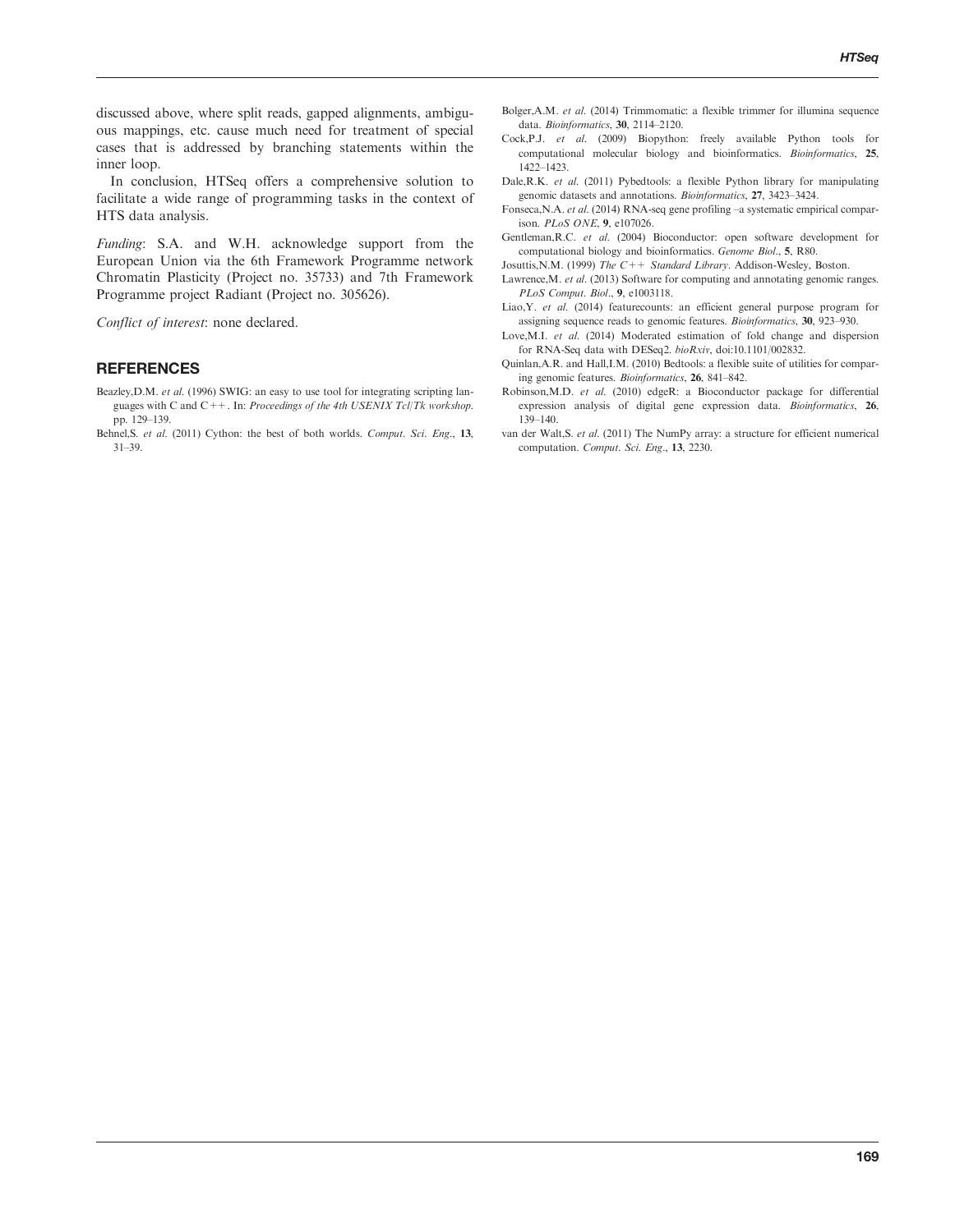discussed above, where split reads, gapped alignments, ambiguous mappings, etc. cause much need for treatment of special cases that is addressed by branching statements within the inner loop.

In conclusion, HTSeq offers a comprehensive solution to facilitate a wide range of programming tasks in the context of HTS data analysis.

*Funding*: S.A. and W.H. acknowledge support from the European Union via the 6th Framework Programme network Chromatin Plasticity (Project no. 35733) and 7th Framework Programme project Radiant (Project no. 305626).

*Conflict of interest*: none declared.

## REFERENCES

Beazley,D.M. *et al.* (1996) SWIG: an easy to use tool for integrating scripting languages with C and C++. In: *Proceedings of the 4th USENIX Tcl/Tk workshop*. pp. 129–139.

Behnel,S. *et al.* (2011) Cython: the best of both worlds. *Comput. Sci. Eng.*, **13**, 31–39.

Bolger,A.M. *et al.* (2014) Trimmomatic: a flexible trimmer for illumina sequence data. *Bioinformatics*, **30**, 2114–2120.

Cock,P.J. *et al.* (2009) Biopython: freely available Python tools for computational molecular biology and bioinformatics. *Bioinformatics*, **25**, 1422–1423.

Dale,R.K. *et al.* (2011) Pybedtools: a flexible Python library for manipulating genomic datasets and annotations. *Bioinformatics*, **27**, 3423–3424.

Fonseca,N.A. *et al.* (2014) RNA-seq gene profiling –a systematic empirical comparison. *PLoS ONE*, **9**, e107026.

Gentleman,R.C. *et al.* (2004) Bioconductor: open software development for computational biology and bioinformatics. *Genome Biol.*, **5**, R80.

Josuttis,N.M. (1999) *The C++ Standard Library*. Addison-Wesley, Boston.

Lawrence,M. *et al.* (2013) Software for computing and annotating genomic ranges. *PLoS Comput. Biol.*, **9**, e1003118.

Liao,Y. *et al.* (2014) featurecounts: an efficient general purpose program for assigning sequence reads to genomic features. *Bioinformatics*, **30**, 923–930.

Love,M.I. *et al.* (2014) Moderated estimation of fold change and dispersion for RNA-Seq data with DESeq2. *bioRxiv*, doi:10.1101/002832.

Quinlan,A.R. and Hall,I.M. (2010) Bedtools: a flexible suite of utilities for comparing genomic features. *Bioinformatics*, **26**, 841–842.

Robinson,M.D. *et al.* (2010) edgeR: a Bioconductor package for differential expression analysis of digital gene expression data. *Bioinformatics*, **26**, 139–140.

van der Walt,S. *et al.* (2011) The NumPy array: a structure for efficient numerical computation. *Comput. Sci. Eng.*, **13**, 2230.